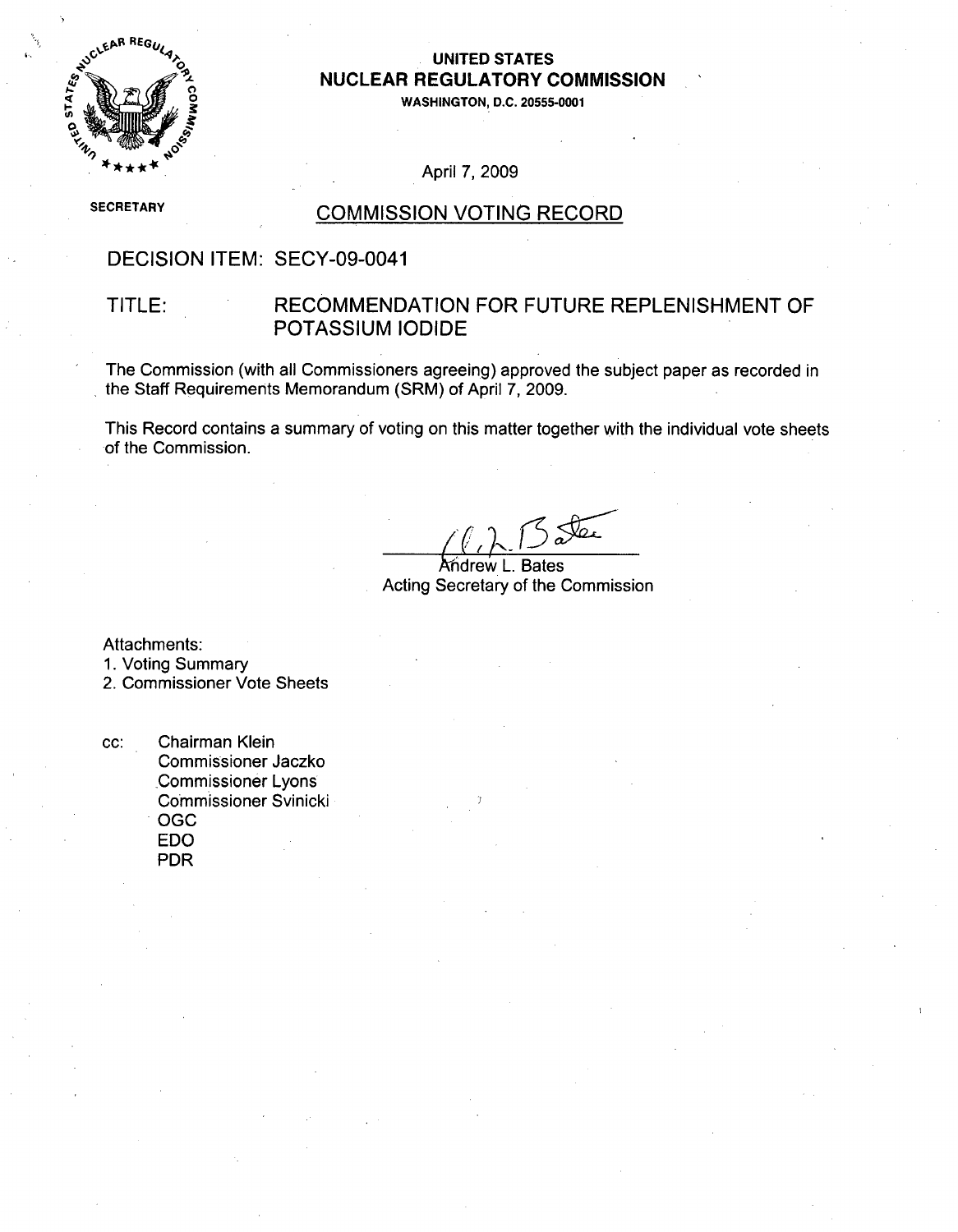**UNITED STATES**
**NUCLEAR REGULATORY COMMISSION**
**WASHINGTON, D.C. 20555-0001**

April 7, 2009

SECRETARY

## COMMISSION VOTING RECORD

DECISION ITEM: SECY-09-0041

TITLE: RECOMMENDATION FOR FUTURE REPLENISHMENT OF POTASSIUM IODIDE

The Commission (with all Commissioners agreeing) approved the subject paper as recorded in the Staff Requirements Memorandum (SRM) of April 7, 2009.

This Record contains a summary of voting on this matter together with the individual vote sheets of the Commission.

Andrew L. Bates
Acting Secretary of the Commission

Attachments:
1. Voting Summary
2. Commissioner Vote Sheets

cc: Chairman Klein
Commissioner Jaczko
Commissioner Lyons
Commissioner Svinicki
OGC
EDO
PDR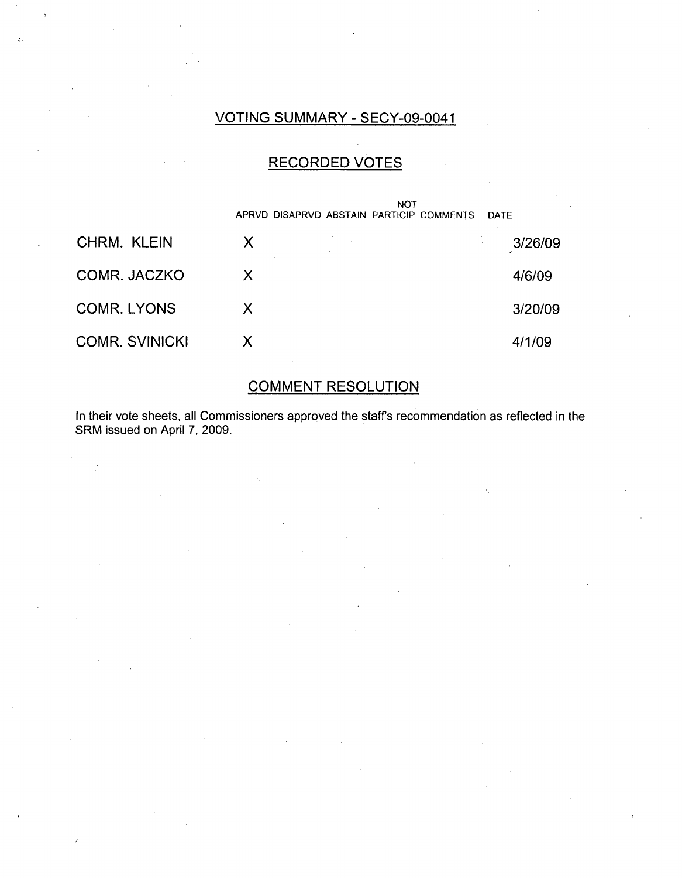## VOTING SUMMARY - SECY-09-0041

### RECORDED VOTES

| | APRVD | DISAPRVD | ABSTAIN | NOT PARTICIP | COMMENTS | DATE |
|---|---|---|---|---|---|---|
| CHRM. KLEIN | X | | | | | 3/26/09 |
| COMR. JACZKO | X | | | | | 4/6/09 |
| COMR. LYONS | X | | | | | 3/20/09 |
| COMR. SVINICKI | X | | | | | 4/1/09 |

### COMMENT RESOLUTION

In their vote sheets, all Commissioners approved the staff's recommendation as reflected in the SRM issued on April 7, 2009.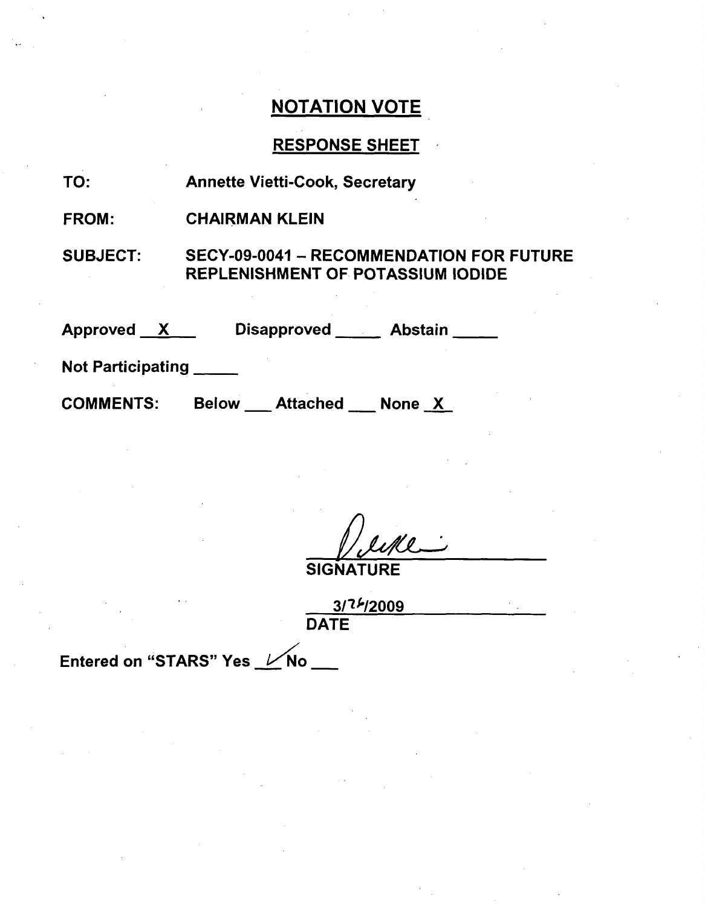## NOTATION VOTE

### RESPONSE SHEET

TO: Annette Vietti-Cook, Secretary

FROM: CHAIRMAN KLEIN

SUBJECT: SECY-09-0041 – RECOMMENDATION FOR FUTURE REPLENISHMENT OF POTASSIUM IODIDE

Approved X Disapproved ___ Abstain ___

Not Participating ___

COMMENTS: Below ___ Attached ___ None X

SIGNATURE

3/26/2009

DATE

Entered on "STARS" Yes ✓ No ___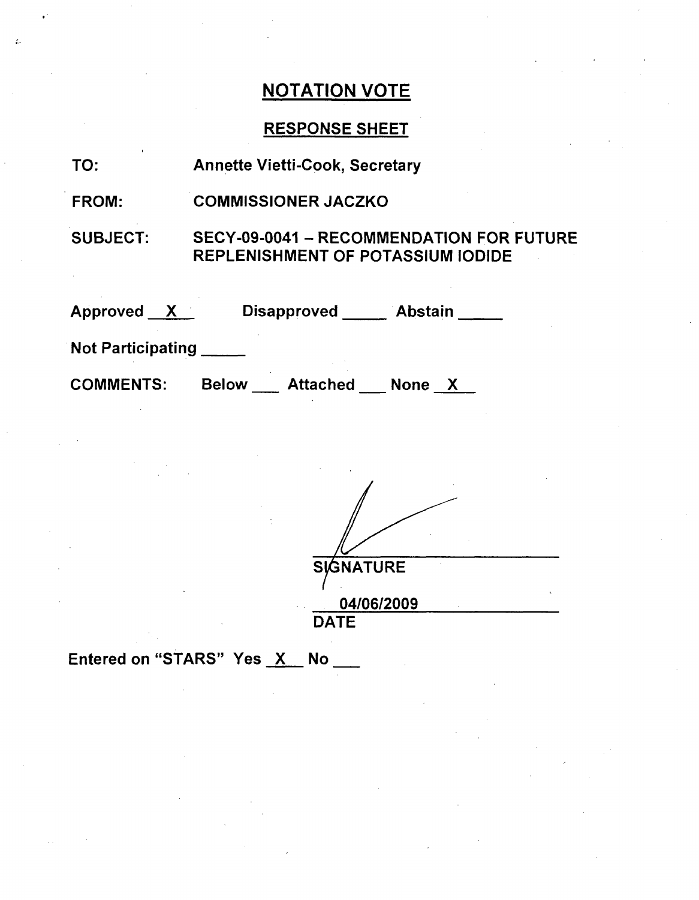# NOTATION VOTE

## RESPONSE SHEET

TO: Annette Vietti-Cook, Secretary

FROM: COMMISSIONER JACZKO

SUBJECT: SECY-09-0041 – RECOMMENDATION FOR FUTURE REPLENISHMENT OF POTASSIUM IODIDE

Approved __X__ Disapproved _____ Abstain _____

Not Participating _____

COMMENTS: Below ___ Attached ___ None __X__

SIGNATURE

04/06/2009

DATE

Entered on "STARS" Yes __X__ No ___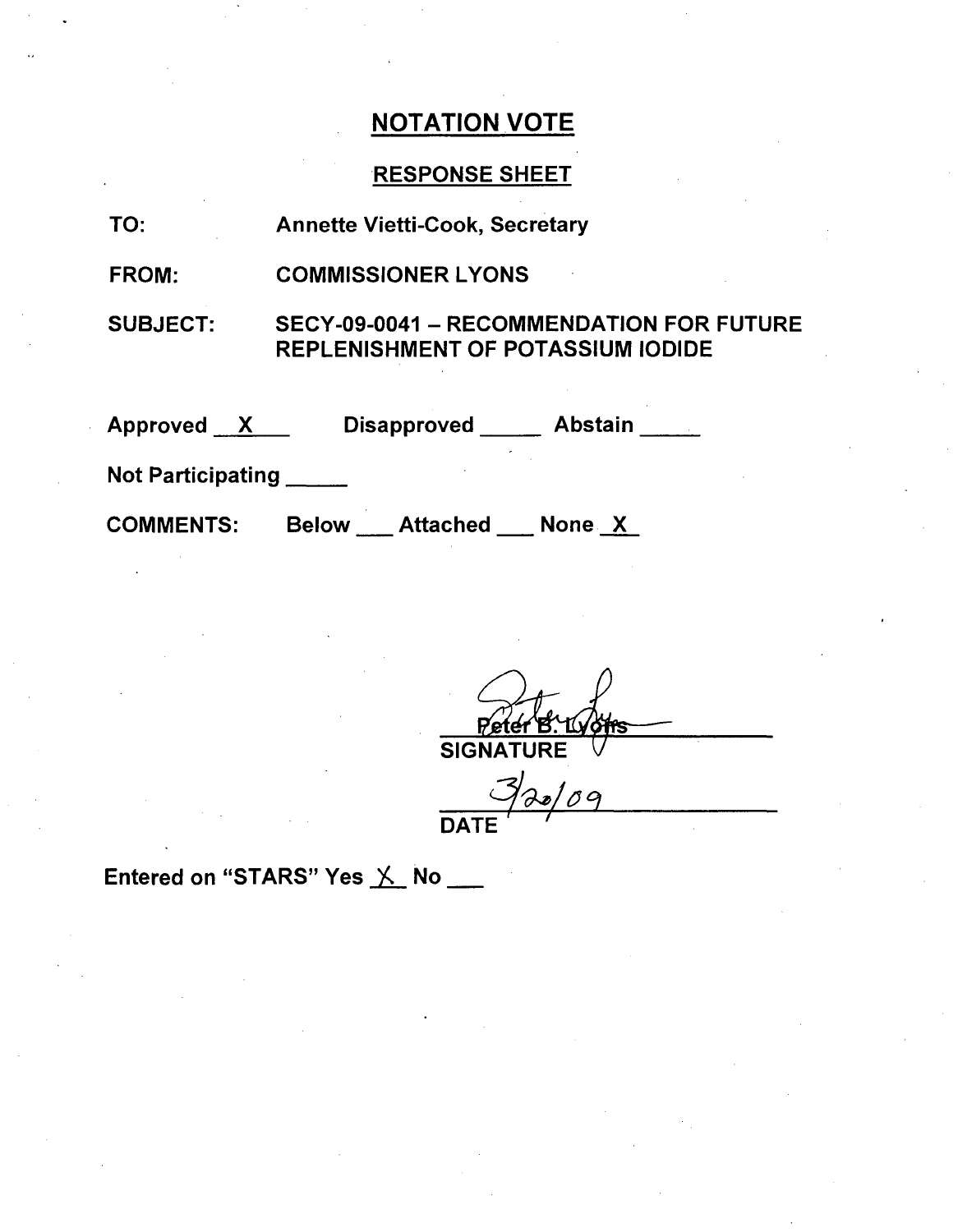## NOTATION VOTE

### RESPONSE SHEET

TO: Annette Vietti-Cook, Secretary

FROM: COMMISSIONER LYONS

SUBJECT: SECY-09-0041 – RECOMMENDATION FOR FUTURE REPLENISHMENT OF POTASSIUM IODIDE

Approved X Disapproved ____ Abstain ____

Not Participating ____

COMMENTS: Below ___ Attached ___ None X

Peter B. Lyons
SIGNATURE

3/20/09
DATE

Entered on "STARS" Yes X No ___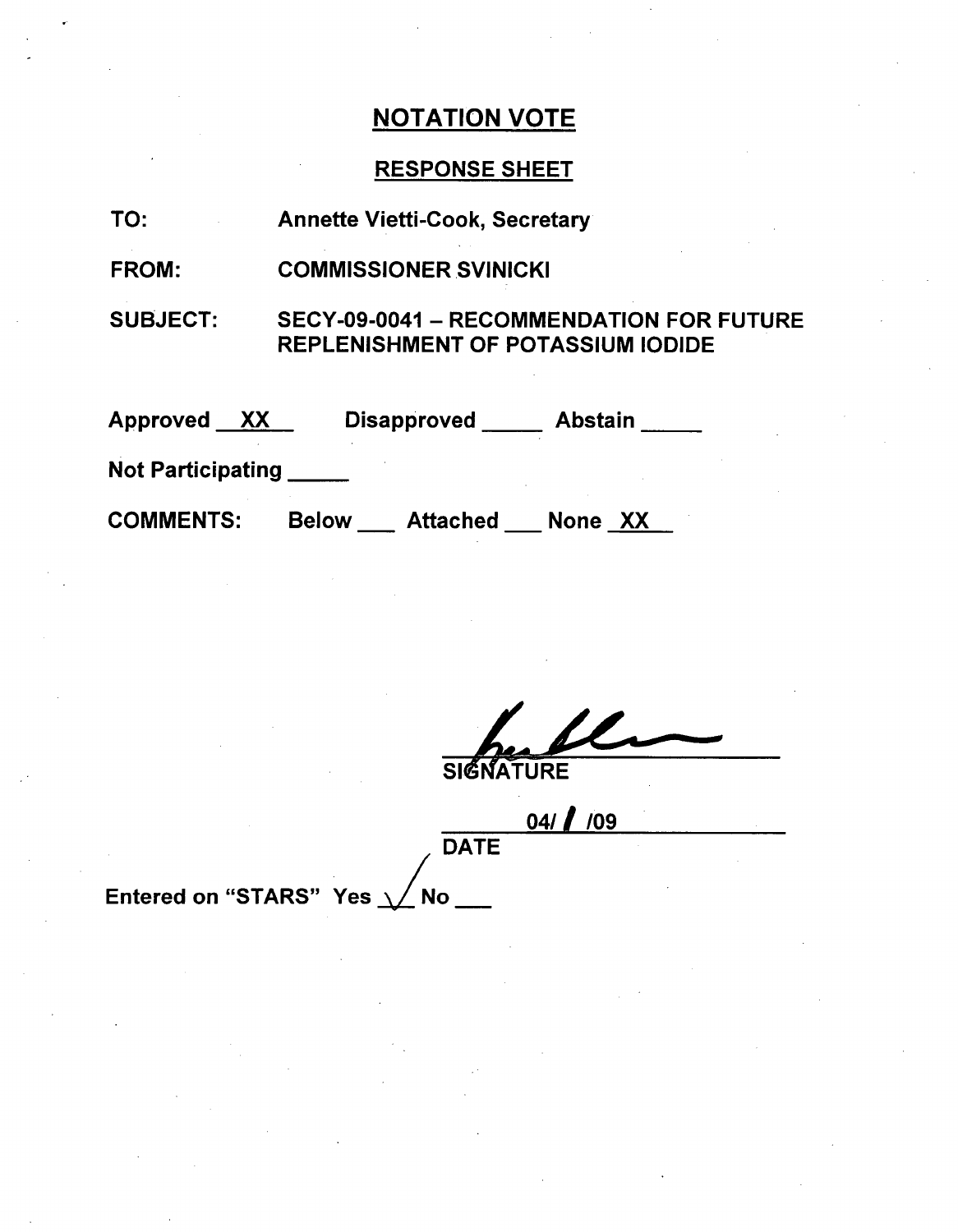## NOTATION VOTE

### RESPONSE SHEET

TO: Annette Vietti-Cook, Secretary

FROM: COMMISSIONER SVINICKI

SUBJECT: SECY-09-0041 – RECOMMENDATION FOR FUTURE REPLENISHMENT OF POTASSIUM IODIDE

Approved __XX__ Disapproved _____ Abstain _____

Not Participating _____

COMMENTS: Below ___ Attached ___ None __XX__

SIGNATURE

04/ 1 /09

DATE

Entered on "STARS" Yes √ No ___